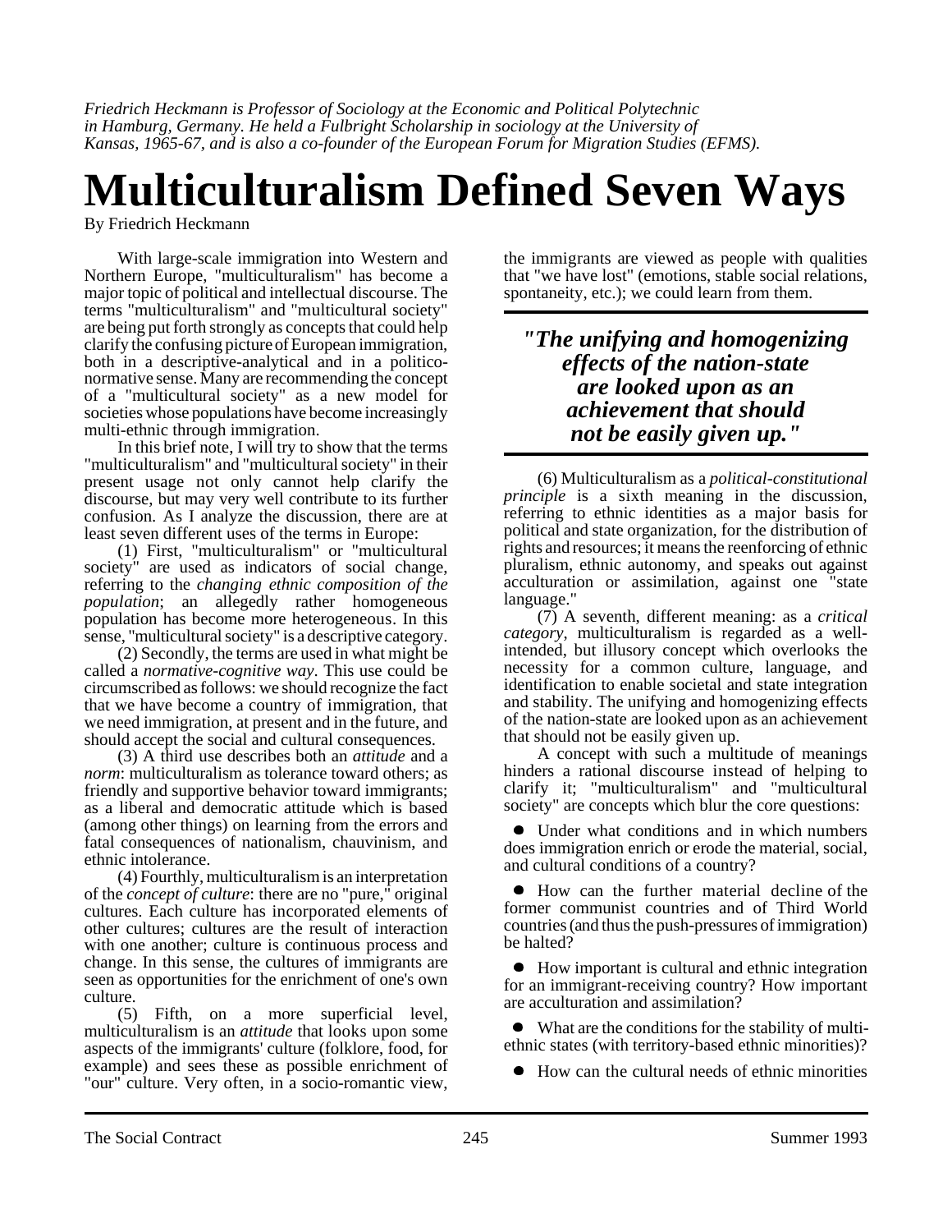*Friedrich Heckmann is Professor of Sociology at the Economic and Political Polytechnic in Hamburg, Germany. He held a Fulbright Scholarship in sociology at the University of Kansas, 1965-67, and is also a co-founder of the European Forum for Migration Studies (EFMS).*

# Multiculturalism Defined Seven Ways

By Friedrich Heckmann

With large-scale immigration into Western and Northern Europe, "multiculturalism" has become a major topic of political and intellectual discourse. The terms "multiculturalism" and "multicultural society" are being put forth strongly as concepts that could help clarify the confusing picture of European immigration, both in a descriptive-analytical and in a politico-normative sense. Many are recommending the concept of a "multicultural society" as a new model for societies whose populations have become increasingly multi-ethnic through immigration.

In this brief note, I will try to show that the terms "multiculturalism" and "multicultural society" in their present usage not only cannot help clarify the discourse, but may very well contribute to its further confusion. As I analyze the discussion, there are at least seven different uses of the terms in Europe:

(1) First, "multiculturalism" or "multicultural society" are used as indicators of social change, referring to the *changing ethnic composition of the population*; an allegedly rather homogeneous population has become more heterogeneous. In this sense, "multicultural society" is a descriptive category.

(2) Secondly, the terms are used in what might be called a *normative-cognitive way*. This use could be circumscribed as follows: we should recognize the fact that we have become a country of immigration, that we need immigration, at present and in the future, and should accept the social and cultural consequences.

(3) A third use describes both an *attitude* and a *norm*: multiculturalism as tolerance toward others; as friendly and supportive behavior toward immigrants; as a liberal and democratic attitude which is based (among other things) on learning from the errors and fatal consequences of nationalism, chauvinism, and ethnic intolerance.

(4) Fourthly, multiculturalism is an interpretation of the *concept of culture*: there are no "pure," original cultures. Each culture has incorporated elements of other cultures; cultures are the result of interaction with one another; culture is continuous process and change. In this sense, the cultures of immigrants are seen as opportunities for the enrichment of one's own culture.

(5) Fifth, on a more superficial level, multiculturalism is an *attitude* that looks upon some aspects of the immigrants' culture (folklore, food, for example) and sees these as possible enrichment of "our" culture. Very often, in a socio-romantic view, the immigrants are viewed as people with qualities that "we have lost" (emotions, stable social relations, spontaneity, etc.); we could learn from them.

***"The unifying and homogenizing effects of the nation-state are looked upon as an achievement that should not be easily given up."***

(6) Multiculturalism as a *political-constitutional principle* is a sixth meaning in the discussion, referring to ethnic identities as a major basis for political and state organization, for the distribution of rights and resources; it means the reenforcing of ethnic pluralism, ethnic autonomy, and speaks out against acculturation or assimilation, against one "state language."

(7) A seventh, different meaning: as a *critical category*, multiculturalism is regarded as a well-intended, but illusory concept which overlooks the necessity for a common culture, language, and identification to enable societal and state integration and stability. The unifying and homogenizing effects of the nation-state are looked upon as an achievement that should not be easily given up.

A concept with such a multitude of meanings hinders a rational discourse instead of helping to clarify it; "multiculturalism" and "multicultural society" are concepts which blur the core questions:

- Under what conditions and in which numbers does immigration enrich or erode the material, social, and cultural conditions of a country?
- How can the further material decline of the former communist countries and of Third World countries (and thus the push-pressures of immigration) be halted?
- How important is cultural and ethnic integration for an immigrant-receiving country? How important are acculturation and assimilation?
- What are the conditions for the stability of multi-ethnic states (with territory-based ethnic minorities)?
- How can the cultural needs of ethnic minorities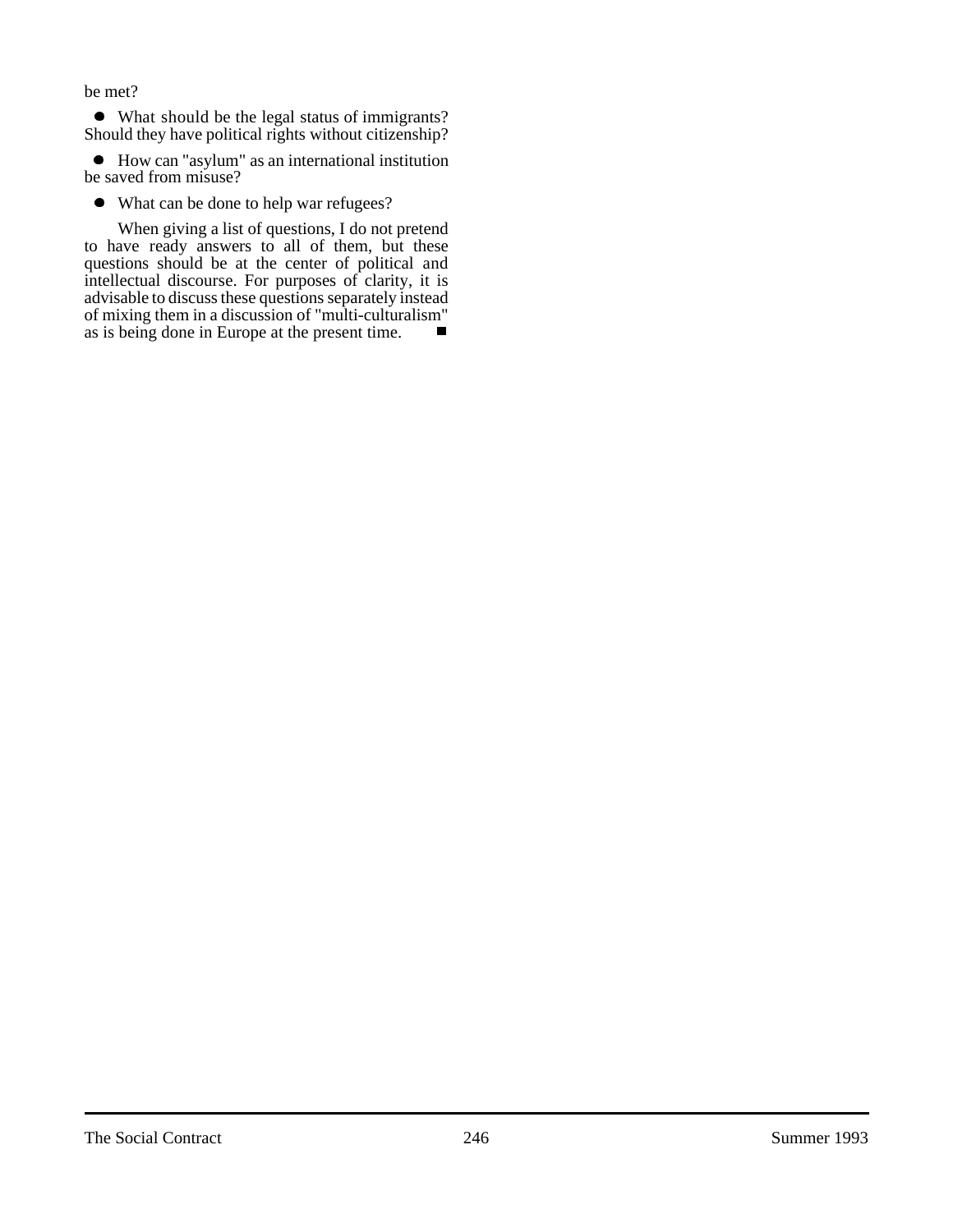be met?

- What should be the legal status of immigrants? Should they have political rights without citizenship?

- How can "asylum" as an international institution be saved from misuse?

- What can be done to help war refugees?

When giving a list of questions, I do not pretend to have ready answers to all of them, but these questions should be at the center of political and intellectual discourse. For purposes of clarity, it is advisable to discuss these questions separately instead of mixing them in a discussion of "multi-culturalism" as is being done in Europe at the present time. ■